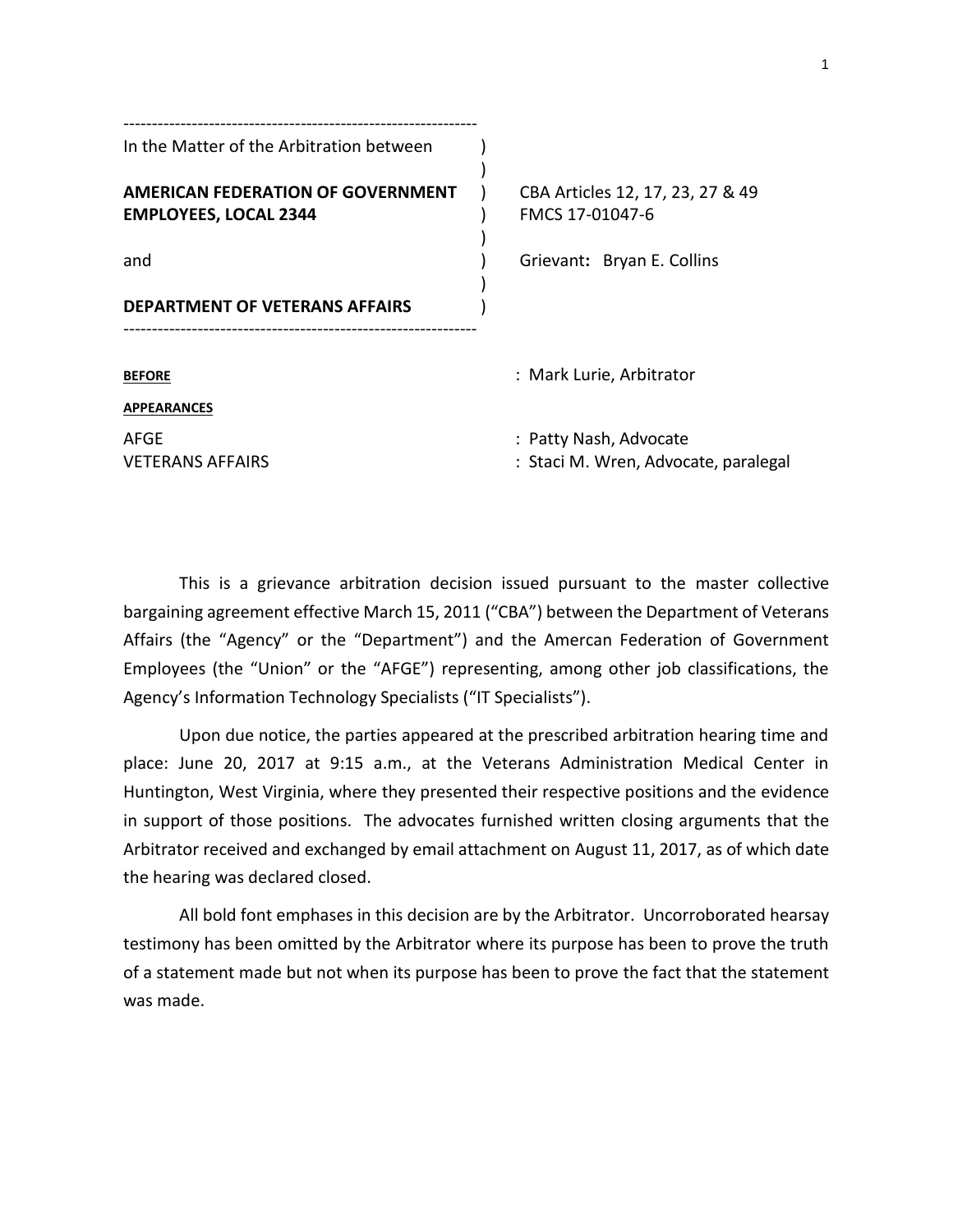In the Matter of the Arbitration between

**AMERICAN FEDERATION OF GOVERNMENT EMPLOYEES, LOCAL 2344**

and

**DEPARTMENT OF VETERANS AFFAIRS**

CBA Articles 12, 17, 23, 27 & 49
FMCS 17-01047-6

Grievant**:** Bryan E. Collins

**BEFORE** : Mark Lurie, Arbitrator

**APPEARANCES**

AFGE : Patty Nash, Advocate
VETERANS AFFAIRS : Staci M. Wren, Advocate, paralegal

This is a grievance arbitration decision issued pursuant to the master collective bargaining agreement effective March 15, 2011 ("CBA") between the Department of Veterans Affairs (the "Agency" or the "Department") and the Amercan Federation of Government Employees (the "Union" or the "AFGE") representing, among other job classifications, the Agency's Information Technology Specialists ("IT Specialists").

Upon due notice, the parties appeared at the prescribed arbitration hearing time and place: June 20, 2017 at 9:15 a.m., at the Veterans Administration Medical Center in Huntington, West Virginia, where they presented their respective positions and the evidence in support of those positions. The advocates furnished written closing arguments that the Arbitrator received and exchanged by email attachment on August 11, 2017, as of which date the hearing was declared closed.

All bold font emphases in this decision are by the Arbitrator. Uncorroborated hearsay testimony has been omitted by the Arbitrator where its purpose has been to prove the truth of a statement made but not when its purpose has been to prove the fact that the statement was made.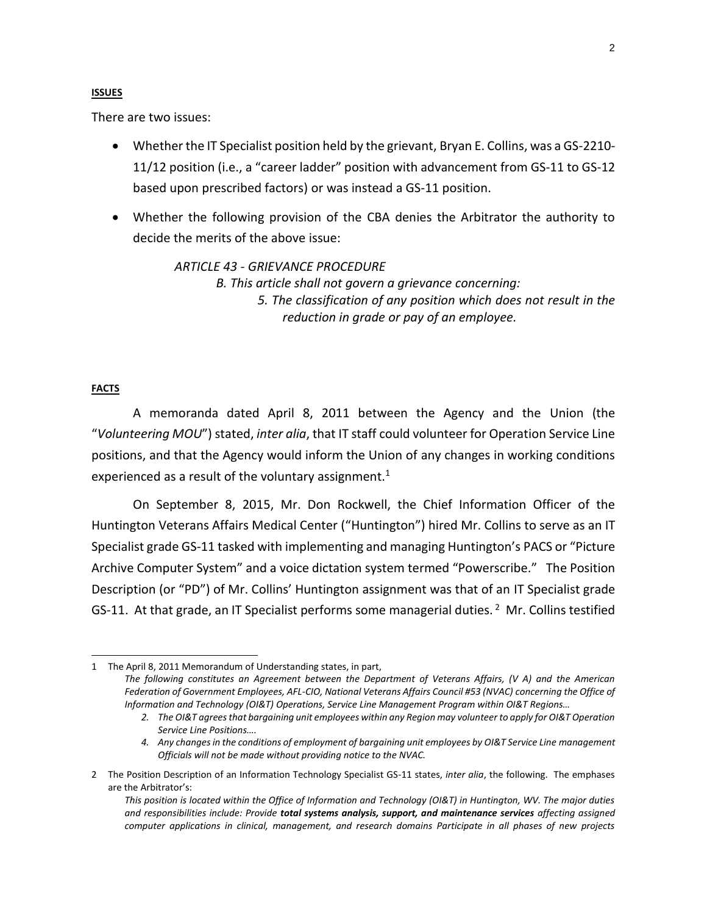**ISSUES**

There are two issues:

- Whether the IT Specialist position held by the grievant, Bryan E. Collins, was a GS-2210-11/12 position (i.e., a "career ladder" position with advancement from GS-11 to GS-12 based upon prescribed factors) or was instead a GS-11 position.
- Whether the following provision of the CBA denies the Arbitrator the authority to decide the merits of the above issue:

> *ARTICLE 43 - GRIEVANCE PROCEDURE*
>
> *B. This article shall not govern a grievance concerning:*
>
> *5. The classification of any position which does not result in the reduction in grade or pay of an employee.*

**FACTS**

A memoranda dated April 8, 2011 between the Agency and the Union (the "*Volunteering MOU*") stated, *inter alia*, that IT staff could volunteer for Operation Service Line positions, and that the Agency would inform the Union of any changes in working conditions experienced as a result of the voluntary assignment.[1]

On September 8, 2015, Mr. Don Rockwell, the Chief Information Officer of the Huntington Veterans Affairs Medical Center ("Huntington") hired Mr. Collins to serve as an IT Specialist grade GS-11 tasked with implementing and managing Huntington's PACS or "Picture Archive Computer System" and a voice dictation system termed "Powerscribe." The Position Description (or "PD") of Mr. Collins' Huntington assignment was that of an IT Specialist grade GS-11. At that grade, an IT Specialist performs some managerial duties.[2] Mr. Collins testified

---

1 The April 8, 2011 Memorandum of Understanding states, in part,

*The following constitutes an Agreement between the Department of Veterans Affairs, (V A) and the American Federation of Government Employees, AFL-CIO, National Veterans Affairs Council #53 (NVAC) concerning the Office of Information and Technology (OI&T) Operations, Service Line Management Program within OI&T Regions…*

*2. The OI&T agrees that bargaining unit employees within any Region may volunteer to apply for OI&T Operation Service Line Positions….*

*4. Any changes in the conditions of employment of bargaining unit employees by OI&T Service Line management Officials will not be made without providing notice to the NVAC.*

2 The Position Description of an Information Technology Specialist GS-11 states, *inter alia*, the following. The emphases are the Arbitrator's:

*This position is located within the Office of Information and Technology (OI&T) in Huntington, WV. The major duties and responsibilities include: Provide **total systems analysis, support, and maintenance services** affecting assigned computer applications in clinical, management, and research domains Participate in all phases of new projects*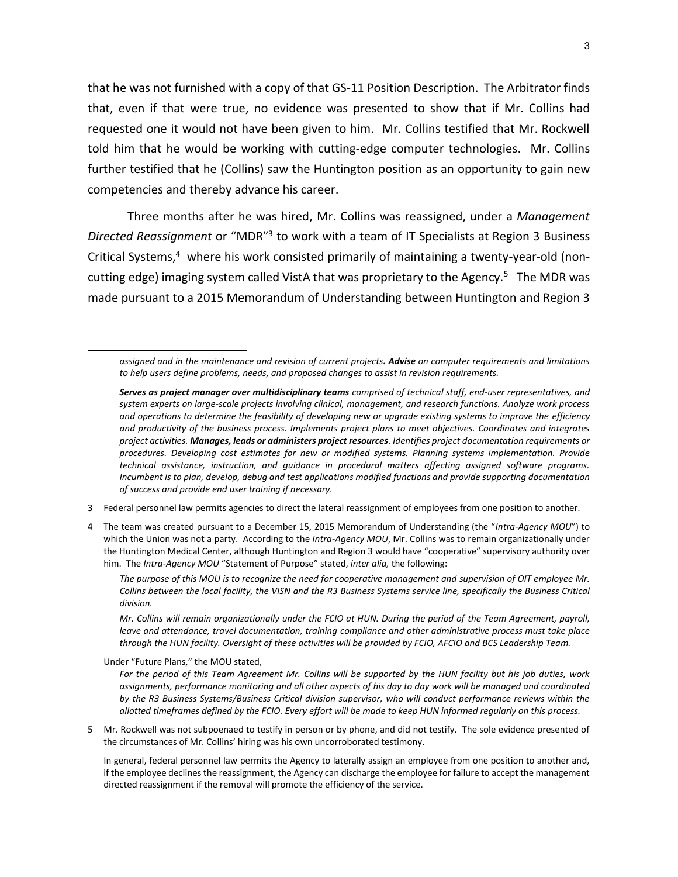that he was not furnished with a copy of that GS-11 Position Description. The Arbitrator finds that, even if that were true, no evidence was presented to show that if Mr. Collins had requested one it would not have been given to him. Mr. Collins testified that Mr. Rockwell told him that he would be working with cutting-edge computer technologies. Mr. Collins further testified that he (Collins) saw the Huntington position as an opportunity to gain new competencies and thereby advance his career.

Three months after he was hired, Mr. Collins was reassigned, under a *Management Directed Reassignment* or "MDR"[3] to work with a team of IT Specialists at Region 3 Business Critical Systems,[4] where his work consisted primarily of maintaining a twenty-year-old (non-cutting edge) imaging system called VistA that was proprietary to the Agency.[5] The MDR was made pursuant to a 2015 Memorandum of Understanding between Huntington and Region 3

---

*assigned and in the maintenance and revision of current projects. **Advise** on computer requirements and limitations to help users define problems, needs, and proposed changes to assist in revision requirements.*

***Serves as project manager over multidisciplinary teams** comprised of technical staff, end-user representatives, and system experts on large-scale projects involving clinical, management, and research functions. Analyze work process and operations to determine the feasibility of developing new or upgrade existing systems to improve the efficiency and productivity of the business process. Implements project plans to meet objectives. Coordinates and integrates project activities. **Manages, leads or administers project resources**. Identifies project documentation requirements or procedures. Developing cost estimates for new or modified systems. Planning systems implementation. Provide technical assistance, instruction, and guidance in procedural matters affecting assigned software programs. Incumbent is to plan, develop, debug and test applications modified functions and provide supporting documentation of success and provide end user training if necessary.*

3 Federal personnel law permits agencies to direct the lateral reassignment of employees from one position to another.

4 The team was created pursuant to a December 15, 2015 Memorandum of Understanding (the "*Intra-Agency MOU*") to which the Union was not a party. According to the *Intra-Agency MOU*, Mr. Collins was to remain organizationally under the Huntington Medical Center, although Huntington and Region 3 would have "cooperative" supervisory authority over him. The *Intra-Agency MOU* "Statement of Purpose" stated, *inter alia,* the following:

*The purpose of this MOU is to recognize the need for cooperative management and supervision of OIT employee Mr. Collins between the local facility, the VISN and the R3 Business Systems service line, specifically the Business Critical division.*

*Mr. Collins will remain organizationally under the FCIO at HUN. During the period of the Team Agreement, payroll, leave and attendance, travel documentation, training compliance and other administrative process must take place through the HUN facility. Oversight of these activities will be provided by FCIO, AFCIO and BCS Leadership Team.*

Under "Future Plans," the MOU stated,

*For the period of this Team Agreement Mr. Collins will be supported by the HUN facility but his job duties, work assignments, performance monitoring and all other aspects of his day to day work will be managed and coordinated by the R3 Business Systems/Business Critical division supervisor, who will conduct performance reviews within the allotted timeframes defined by the FCIO. Every effort will be made to keep HUN informed regularly on this process.*

5 Mr. Rockwell was not subpoenaed to testify in person or by phone, and did not testify. The sole evidence presented of the circumstances of Mr. Collins' hiring was his own uncorroborated testimony.

In general, federal personnel law permits the Agency to laterally assign an employee from one position to another and, if the employee declines the reassignment, the Agency can discharge the employee for failure to accept the management directed reassignment if the removal will promote the efficiency of the service.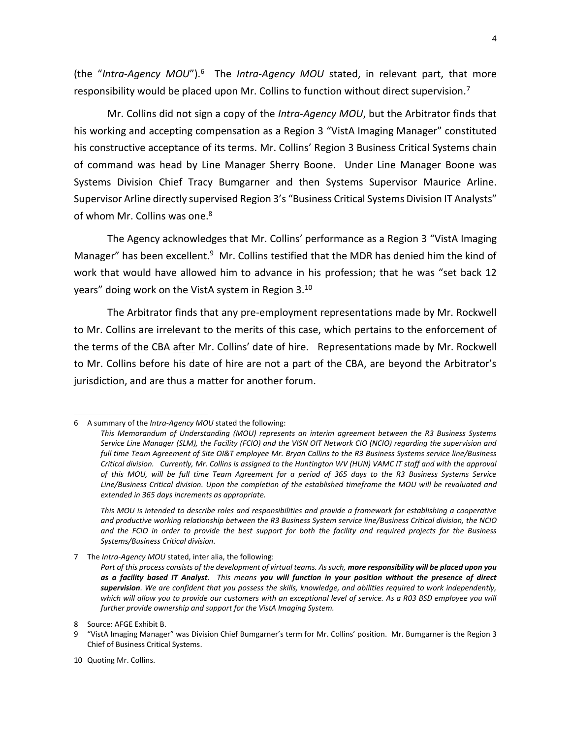(the "*Intra-Agency MOU*").[6] The *Intra-Agency MOU* stated, in relevant part, that more responsibility would be placed upon Mr. Collins to function without direct supervision.[7]

Mr. Collins did not sign a copy of the *Intra-Agency MOU*, but the Arbitrator finds that his working and accepting compensation as a Region 3 "VistA Imaging Manager" constituted his constructive acceptance of its terms. Mr. Collins' Region 3 Business Critical Systems chain of command was head by Line Manager Sherry Boone. Under Line Manager Boone was Systems Division Chief Tracy Bumgarner and then Systems Supervisor Maurice Arline. Supervisor Arline directly supervised Region 3's "Business Critical Systems Division IT Analysts" of whom Mr. Collins was one.[8]

The Agency acknowledges that Mr. Collins' performance as a Region 3 "VistA Imaging Manager" has been excellent.[9] Mr. Collins testified that the MDR has denied him the kind of work that would have allowed him to advance in his profession; that he was "set back 12 years" doing work on the VistA system in Region 3.[10]

The Arbitrator finds that any pre-employment representations made by Mr. Rockwell to Mr. Collins are irrelevant to the merits of this case, which pertains to the enforcement of the terms of the CBA <u>after</u> Mr. Collins' date of hire. Representations made by Mr. Rockwell to Mr. Collins before his date of hire are not a part of the CBA, are beyond the Arbitrator's jurisdiction, and are thus a matter for another forum.

---

6 A summary of the *Intra-Agency MOU* stated the following:

> *This Memorandum of Understanding (MOU) represents an interim agreement between the R3 Business Systems Service Line Manager (SLM), the Facility (FCIO) and the VISN OIT Network CIO (NCIO) regarding the supervision and full time Team Agreement of Site OI&T employee Mr. Bryan Collins to the R3 Business Systems service line/Business Critical division. Currently, Mr. Collins is assigned to the Huntington WV (HUN) VAMC IT staff and with the approval of this MOU, will be full time Team Agreement for a period of 365 days to the R3 Business Systems Service Line/Business Critical division. Upon the completion of the established timeframe the MOU will be revaluated and extended in 365 days increments as appropriate.*
>
> *This MOU is intended to describe roles and responsibilities and provide a framework for establishing a cooperative and productive working relationship between the R3 Business System service line/Business Critical division, the NCIO and the FCIO in order to provide the best support for both the facility and required projects for the Business Systems/Business Critical division.*

7 The *Intra-Agency MOU* stated, inter alia, the following:

> *Part of this process consists of the development of virtual teams. As such, **more responsibility will be placed upon you as a facility based IT Analyst**. This means **you will function in your position without the presence of direct supervision**. We are confident that you possess the skills, knowledge, and abilities required to work independently, which will allow you to provide our customers with an exceptional level of service. As a R03 BSD employee you will further provide ownership and support for the VistA Imaging System.*

8 Source: AFGE Exhibit B.

9 "VistA Imaging Manager" was Division Chief Bumgarner's term for Mr. Collins' position. Mr. Bumgarner is the Region 3 Chief of Business Critical Systems.

10 Quoting Mr. Collins.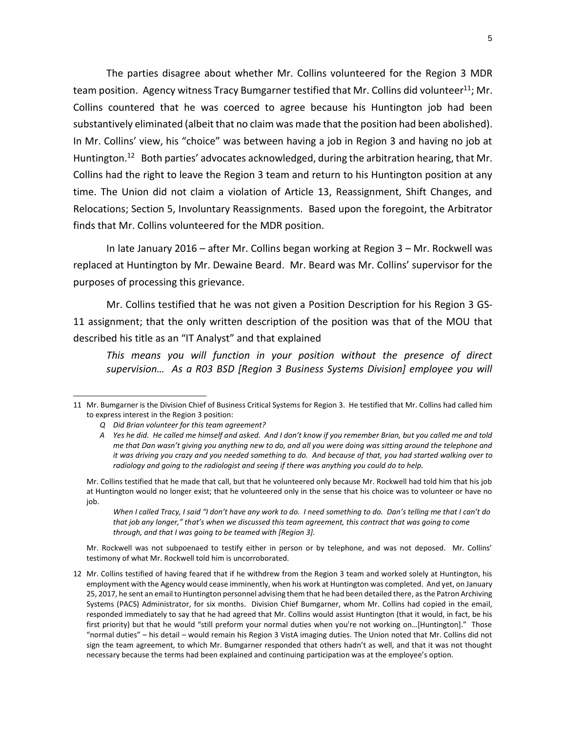The parties disagree about whether Mr. Collins volunteered for the Region 3 MDR team position. Agency witness Tracy Bumgarner testified that Mr. Collins did volunteer[11]; Mr. Collins countered that he was coerced to agree because his Huntington job had been substantively eliminated (albeit that no claim was made that the position had been abolished). In Mr. Collins' view, his "choice" was between having a job in Region 3 and having no job at Huntington.[12] Both parties' advocates acknowledged, during the arbitration hearing, that Mr. Collins had the right to leave the Region 3 team and return to his Huntington position at any time. The Union did not claim a violation of Article 13, Reassignment, Shift Changes, and Relocations; Section 5, Involuntary Reassignments. Based upon the foregoint, the Arbitrator finds that Mr. Collins volunteered for the MDR position.

In late January 2016 – after Mr. Collins began working at Region 3 – Mr. Rockwell was replaced at Huntington by Mr. Dewaine Beard. Mr. Beard was Mr. Collins' supervisor for the purposes of processing this grievance.

Mr. Collins testified that he was not given a Position Description for his Region 3 GS-11 assignment; that the only written description of the position was that of the MOU that described his title as an "IT Analyst" and that explained

> *This means you will function in your position without the presence of direct supervision… As a R03 BSD [Region 3 Business Systems Division] employee you will*

---

11 Mr. Bumgarner is the Division Chief of Business Critical Systems for Region 3. He testified that Mr. Collins had called him to express interest in the Region 3 position:

> *Q Did Brian volunteer for this team agreement?*
>
> *A Yes he did. He called me himself and asked. And I don't know if you remember Brian, but you called me and told me that Dan wasn't giving you anything new to do, and all you were doing was sitting around the telephone and it was driving you crazy and you needed something to do. And because of that, you had started walking over to radiology and going to the radiologist and seeing if there was anything you could do to help.*

Mr. Collins testified that he made that call, but that he volunteered only because Mr. Rockwell had told him that his job at Huntington would no longer exist; that he volunteered only in the sense that his choice was to volunteer or have no job.

> *When I called Tracy, I said "I don't have any work to do. I need something to do. Dan's telling me that I can't do that job any longer," that's when we discussed this team agreement, this contract that was going to come through, and that I was going to be teamed with [Region 3].*

Mr. Rockwell was not subpoenaed to testify either in person or by telephone, and was not deposed. Mr. Collins' testimony of what Mr. Rockwell told him is uncorroborated.

12 Mr. Collins testified of having feared that if he withdrew from the Region 3 team and worked solely at Huntington, his employment with the Agency would cease imminently, when his work at Huntington was completed. And yet, on January 25, 2017, he sent an email to Huntington personnel advising them that he had been detailed there, as the Patron Archiving Systems (PACS) Administrator, for six months. Division Chief Bumgarner, whom Mr. Collins had copied in the email, responded immediately to say that he had agreed that Mr. Collins would assist Huntington (that it would, in fact, be his first priority) but that he would "still preform your normal duties when you're not working on…[Huntington]." Those "normal duties" – his detail – would remain his Region 3 VistA imaging duties. The Union noted that Mr. Collins did not sign the team agreement, to which Mr. Bumgarner responded that others hadn't as well, and that it was not thought necessary because the terms had been explained and continuing participation was at the employee's option.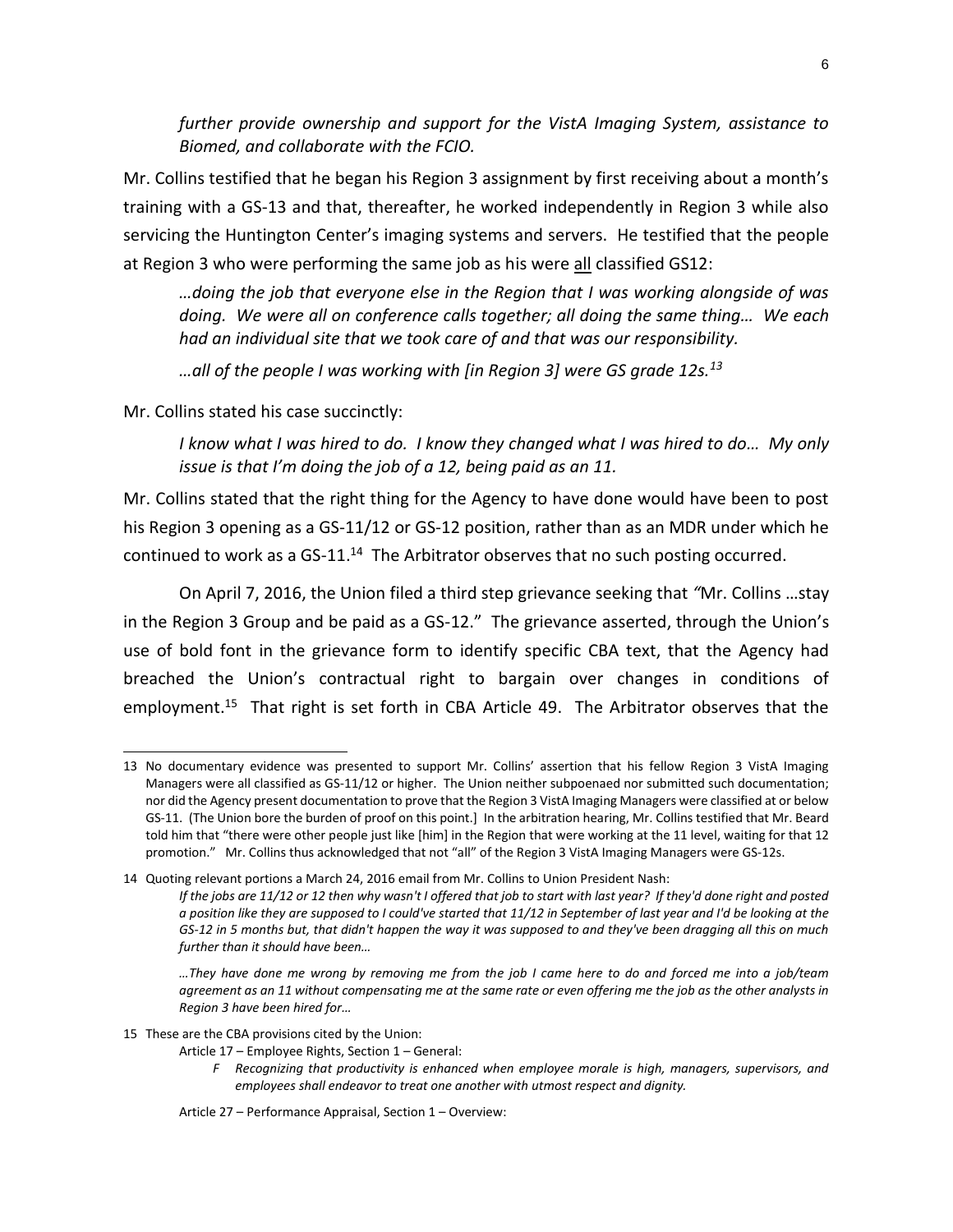*further provide ownership and support for the VistA Imaging System, assistance to Biomed, and collaborate with the FCIO.*

Mr. Collins testified that he began his Region 3 assignment by first receiving about a month's training with a GS-13 and that, thereafter, he worked independently in Region 3 while also servicing the Huntington Center's imaging systems and servers. He testified that the people at Region 3 who were performing the same job as his were <u>all</u> classified GS12:

> *…doing the job that everyone else in the Region that I was working alongside of was doing. We were all on conference calls together; all doing the same thing… We each had an individual site that we took care of and that was our responsibility.*
>
> *…all of the people I was working with [in Region 3] were GS grade 12s.*[13]

Mr. Collins stated his case succinctly:

> *I know what I was hired to do. I know they changed what I was hired to do… My only issue is that I'm doing the job of a 12, being paid as an 11.*

Mr. Collins stated that the right thing for the Agency to have done would have been to post his Region 3 opening as a GS-11/12 or GS-12 position, rather than as an MDR under which he continued to work as a GS-11.[14] The Arbitrator observes that no such posting occurred.

On April 7, 2016, the Union filed a third step grievance seeking that *"*Mr. Collins …stay in the Region 3 Group and be paid as a GS-12." The grievance asserted, through the Union's use of bold font in the grievance form to identify specific CBA text, that the Agency had breached the Union's contractual right to bargain over changes in conditions of employment.[15] That right is set forth in CBA Article 49. The Arbitrator observes that the

---

13 No documentary evidence was presented to support Mr. Collins' assertion that his fellow Region 3 VistA Imaging Managers were all classified as GS-11/12 or higher. The Union neither subpoenaed nor submitted such documentation; nor did the Agency present documentation to prove that the Region 3 VistA Imaging Managers were classified at or below GS-11. (The Union bore the burden of proof on this point.] In the arbitration hearing, Mr. Collins testified that Mr. Beard told him that "there were other people just like [him] in the Region that were working at the 11 level, waiting for that 12 promotion." Mr. Collins thus acknowledged that not "all" of the Region 3 VistA Imaging Managers were GS-12s.

14 Quoting relevant portions a March 24, 2016 email from Mr. Collins to Union President Nash:

> *If the jobs are 11/12 or 12 then why wasn't I offered that job to start with last year? If they'd done right and posted a position like they are supposed to I could've started that 11/12 in September of last year and I'd be looking at the GS-12 in 5 months but, that didn't happen the way it was supposed to and they've been dragging all this on much further than it should have been…*
>
> *…They have done me wrong by removing me from the job I came here to do and forced me into a job/team agreement as an 11 without compensating me at the same rate or even offering me the job as the other analysts in Region 3 have been hired for…*

15 These are the CBA provisions cited by the Union:

Article 17 – Employee Rights, Section 1 – General:

> *F Recognizing that productivity is enhanced when employee morale is high, managers, supervisors, and employees shall endeavor to treat one another with utmost respect and dignity.*

Article 27 – Performance Appraisal, Section 1 – Overview: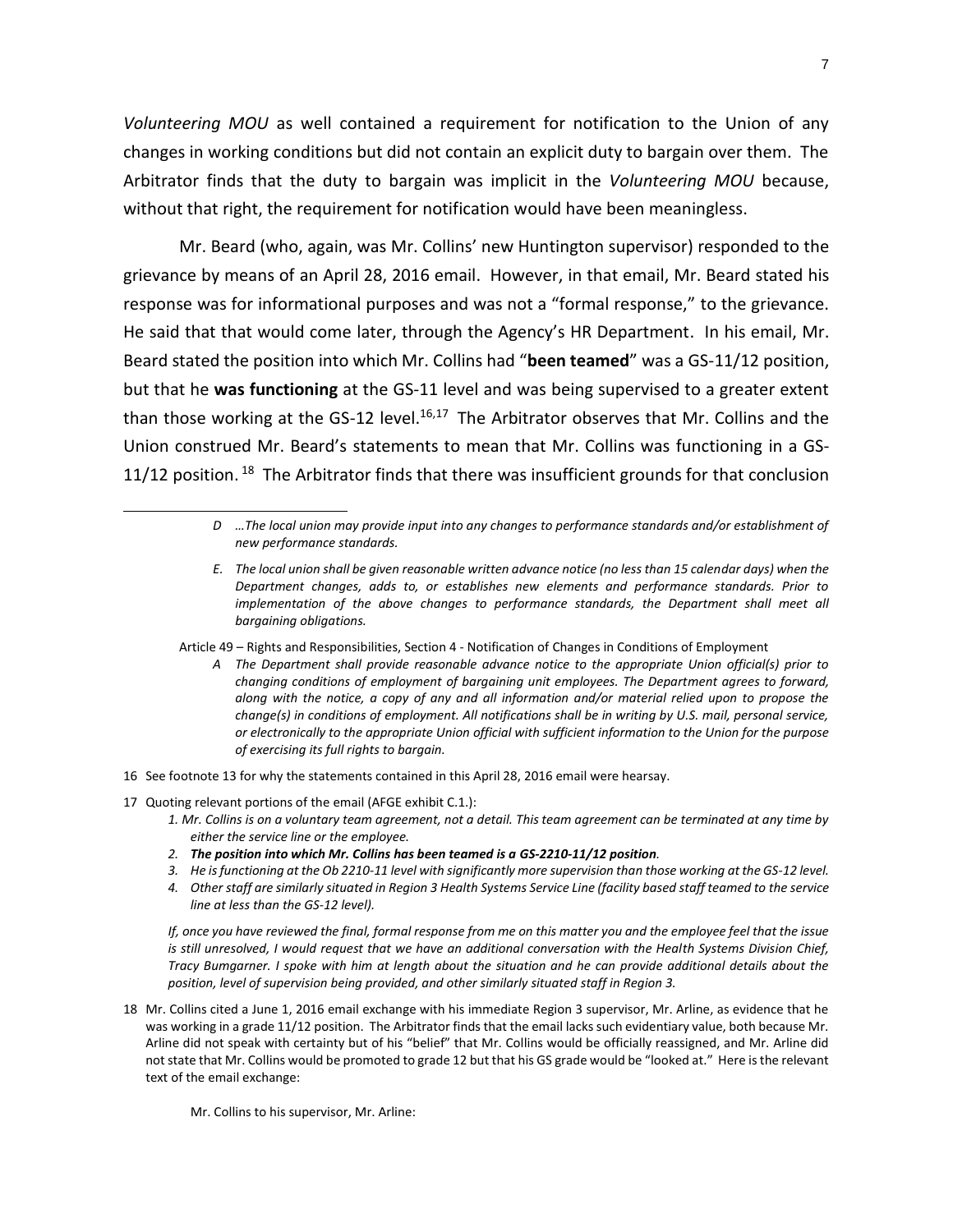*Volunteering MOU* as well contained a requirement for notification to the Union of any changes in working conditions but did not contain an explicit duty to bargain over them. The Arbitrator finds that the duty to bargain was implicit in the *Volunteering MOU* because, without that right, the requirement for notification would have been meaningless.

Mr. Beard (who, again, was Mr. Collins' new Huntington supervisor) responded to the grievance by means of an April 28, 2016 email. However, in that email, Mr. Beard stated his response was for informational purposes and was not a "formal response," to the grievance. He said that that would come later, through the Agency's HR Department. In his email, Mr. Beard stated the position into which Mr. Collins had "**been teamed**" was a GS-11/12 position, but that he **was functioning** at the GS-11 level and was being supervised to a greater extent than those working at the GS-12 level.[16,17] The Arbitrator observes that Mr. Collins and the Union construed Mr. Beard's statements to mean that Mr. Collins was functioning in a GS-11/12 position.[18] The Arbitrator finds that there was insufficient grounds for that conclusion

---

> *D ...The local union may provide input into any changes to performance standards and/or establishment of new performance standards.*
>
> *E. The local union shall be given reasonable written advance notice (no less than 15 calendar days) when the Department changes, adds to, or establishes new elements and performance standards. Prior to implementation of the above changes to performance standards, the Department shall meet all bargaining obligations.*

Article 49 – Rights and Responsibilities, Section 4 - Notification of Changes in Conditions of Employment

> *A The Department shall provide reasonable advance notice to the appropriate Union official(s) prior to changing conditions of employment of bargaining unit employees. The Department agrees to forward, along with the notice, a copy of any and all information and/or material relied upon to propose the change(s) in conditions of employment. All notifications shall be in writing by U.S. mail, personal service, or electronically to the appropriate Union official with sufficient information to the Union for the purpose of exercising its full rights to bargain.*

16 See footnote 13 for why the statements contained in this April 28, 2016 email were hearsay.

17 Quoting relevant portions of the email (AFGE exhibit C.1.):

> *1. Mr. Collins is on a voluntary team agreement, not a detail. This team agreement can be terminated at any time by either the service line or the employee.*
>
> *2. **The position into which Mr. Collins has been teamed is a GS-2210-11/12 position**.*
>
> *3. He is functioning at the Ob 2210-11 level with significantly more supervision than those working at the GS-12 level.*
>
> *4. Other staff are similarly situated in Region 3 Health Systems Service Line (facility based staff teamed to the service line at less than the GS-12 level).*
>
> *If, once you have reviewed the final, formal response from me on this matter you and the employee feel that the issue is still unresolved, I would request that we have an additional conversation with the Health Systems Division Chief, Tracy Bumgarner. I spoke with him at length about the situation and he can provide additional details about the position, level of supervision being provided, and other similarly situated staff in Region 3.*

18 Mr. Collins cited a June 1, 2016 email exchange with his immediate Region 3 supervisor, Mr. Arline, as evidence that he was working in a grade 11/12 position. The Arbitrator finds that the email lacks such evidentiary value, both because Mr. Arline did not speak with certainty but of his "belief" that Mr. Collins would be officially reassigned, and Mr. Arline did not state that Mr. Collins would be promoted to grade 12 but that his GS grade would be "looked at." Here is the relevant text of the email exchange:

Mr. Collins to his supervisor, Mr. Arline: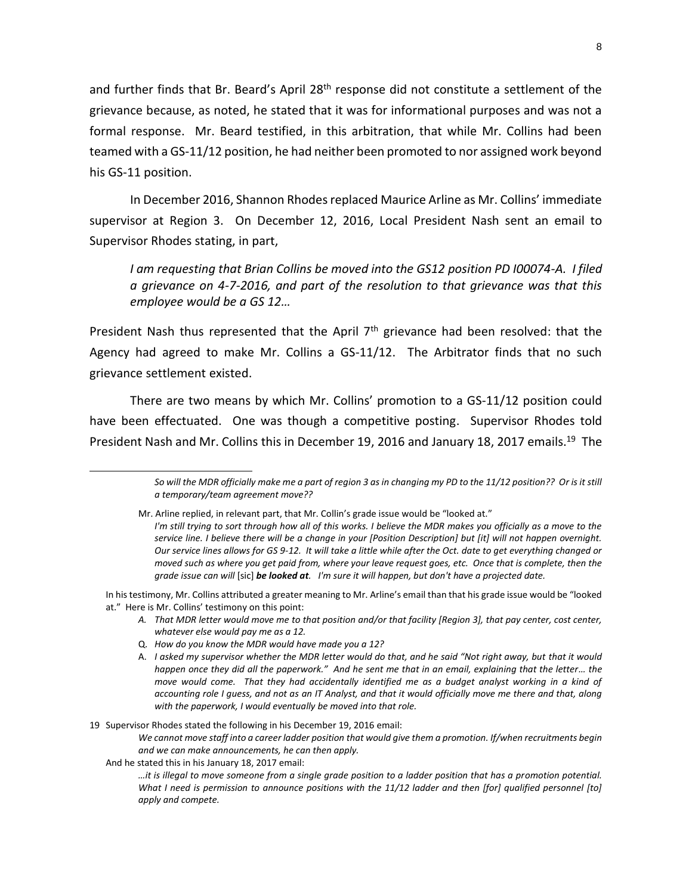and further finds that Br. Beard's April 28th response did not constitute a settlement of the grievance because, as noted, he stated that it was for informational purposes and was not a formal response. Mr. Beard testified, in this arbitration, that while Mr. Collins had been teamed with a GS-11/12 position, he had neither been promoted to nor assigned work beyond his GS-11 position.

In December 2016, Shannon Rhodes replaced Maurice Arline as Mr. Collins' immediate supervisor at Region 3. On December 12, 2016, Local President Nash sent an email to Supervisor Rhodes stating, in part,

> *I am requesting that Brian Collins be moved into the GS12 position PD I00074-A. I filed a grievance on 4-7-2016, and part of the resolution to that grievance was that this employee would be a GS 12…*

President Nash thus represented that the April 7th grievance had been resolved: that the Agency had agreed to make Mr. Collins a GS-11/12. The Arbitrator finds that no such grievance settlement existed.

There are two means by which Mr. Collins' promotion to a GS-11/12 position could have been effectuated. One was though a competitive posting. Supervisor Rhodes told President Nash and Mr. Collins this in December 19, 2016 and January 18, 2017 emails.[19] The

---

> *So will the MDR officially make me a part of region 3 as in changing my PD to the 11/12 position?? Or is it still a temporary/team agreement move??*

Mr. Arline replied, in relevant part, that Mr. Collin's grade issue would be "looked at."

> *I'm still trying to sort through how all of this works. I believe the MDR makes you officially as a move to the service line. I believe there will be a change in your [Position Description] but [it] will not happen overnight. Our service lines allows for GS 9-12. It will take a little while after the Oct. date to get everything changed or moved such as where you get paid from, where your leave request goes, etc. Once that is complete, then the grade issue can will* [sic] ***be looked at****. I'm sure it will happen, but don't have a projected date.*

In his testimony, Mr. Collins attributed a greater meaning to Mr. Arline's email than that his grade issue would be "looked at." Here is Mr. Collins' testimony on this point:

> A. *That MDR letter would move me to that position and/or that facility [Region 3], that pay center, cost center, whatever else would pay me as a 12.*
>
> Q. *How do you know the MDR would have made you a 12?*
>
> A. *I asked my supervisor whether the MDR letter would do that, and he said "Not right away, but that it would happen once they did all the paperwork." And he sent me that in an email, explaining that the letter… the move would come. That they had accidentally identified me as a budget analyst working in a kind of accounting role I guess, and not as an IT Analyst, and that it would officially move me there and that, along with the paperwork, I would eventually be moved into that role.*

19 Supervisor Rhodes stated the following in his December 19, 2016 email:

> *We cannot move staff into a career ladder position that would give them a promotion. If/when recruitments begin and we can make announcements, he can then apply.*

And he stated this in his January 18, 2017 email:

> *…it is illegal to move someone from a single grade position to a ladder position that has a promotion potential. What I need is permission to announce positions with the 11/12 ladder and then [for] qualified personnel [to] apply and compete.*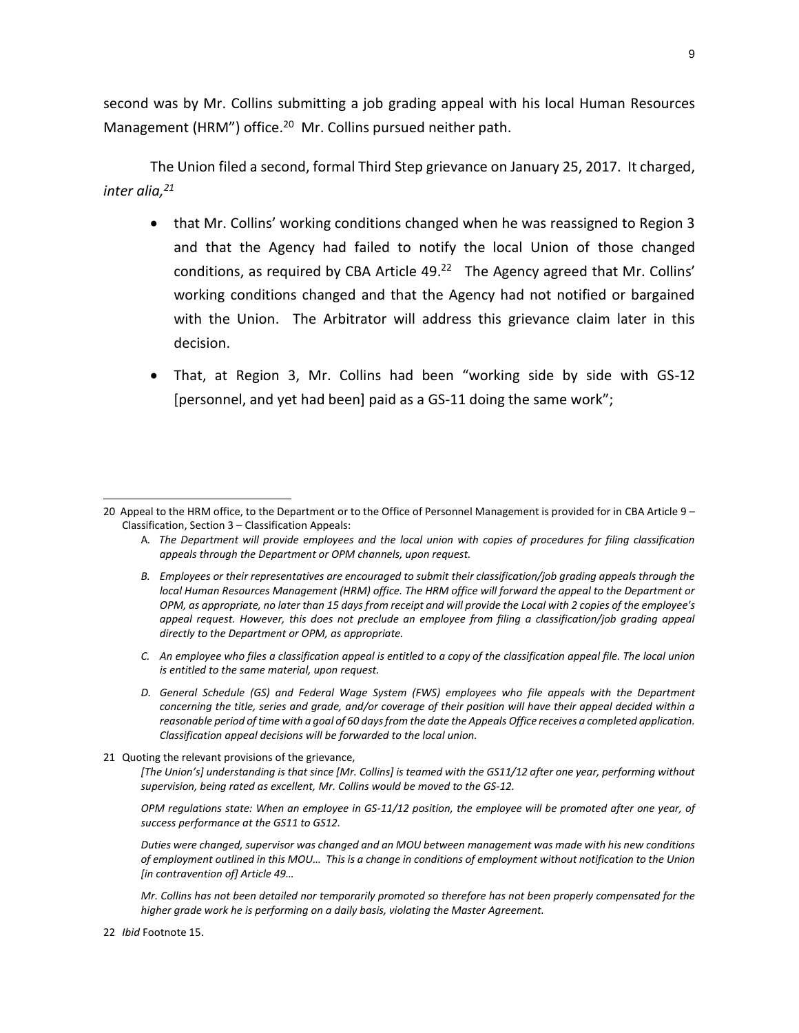second was by Mr. Collins submitting a job grading appeal with his local Human Resources Management (HRM") office.[20] Mr. Collins pursued neither path.

The Union filed a second, formal Third Step grievance on January 25, 2017. It charged, *inter alia,*[21]

- that Mr. Collins' working conditions changed when he was reassigned to Region 3 and that the Agency had failed to notify the local Union of those changed conditions, as required by CBA Article 49.[22] The Agency agreed that Mr. Collins' working conditions changed and that the Agency had not notified or bargained with the Union. The Arbitrator will address this grievance claim later in this decision.
- That, at Region 3, Mr. Collins had been "working side by side with GS-12 [personnel, and yet had been] paid as a GS-11 doing the same work";

---

20 Appeal to the HRM office, to the Department or to the Office of Personnel Management is provided for in CBA Article 9 – Classification, Section 3 – Classification Appeals:

A. *The Department will provide employees and the local union with copies of procedures for filing classification appeals through the Department or OPM channels, upon request.*

*B. Employees or their representatives are encouraged to submit their classification/job grading appeals through the local Human Resources Management (HRM) office. The HRM office will forward the appeal to the Department or OPM, as appropriate, no later than 15 days from receipt and will provide the Local with 2 copies of the employee's appeal request. However, this does not preclude an employee from filing a classification/job grading appeal directly to the Department or OPM, as appropriate.*

*C. An employee who files a classification appeal is entitled to a copy of the classification appeal file. The local union is entitled to the same material, upon request.*

*D. General Schedule (GS) and Federal Wage System (FWS) employees who file appeals with the Department concerning the title, series and grade, and/or coverage of their position will have their appeal decided within a reasonable period of time with a goal of 60 days from the date the Appeals Office receives a completed application. Classification appeal decisions will be forwarded to the local union.*

21 Quoting the relevant provisions of the grievance,

*[The Union's] understanding is that since [Mr. Collins] is teamed with the GS11/12 after one year, performing without supervision, being rated as excellent, Mr. Collins would be moved to the GS-12.*

*OPM regulations state: When an employee in GS-11/12 position, the employee will be promoted after one year, of success performance at the GS11 to GS12.*

*Duties were changed, supervisor was changed and an MOU between management was made with his new conditions of employment outlined in this MOU… This is a change in conditions of employment without notification to the Union [in contravention of] Article 49…*

*Mr. Collins has not been detailed nor temporarily promoted so therefore has not been properly compensated for the higher grade work he is performing on a daily basis, violating the Master Agreement.*

22 *Ibid* Footnote 15.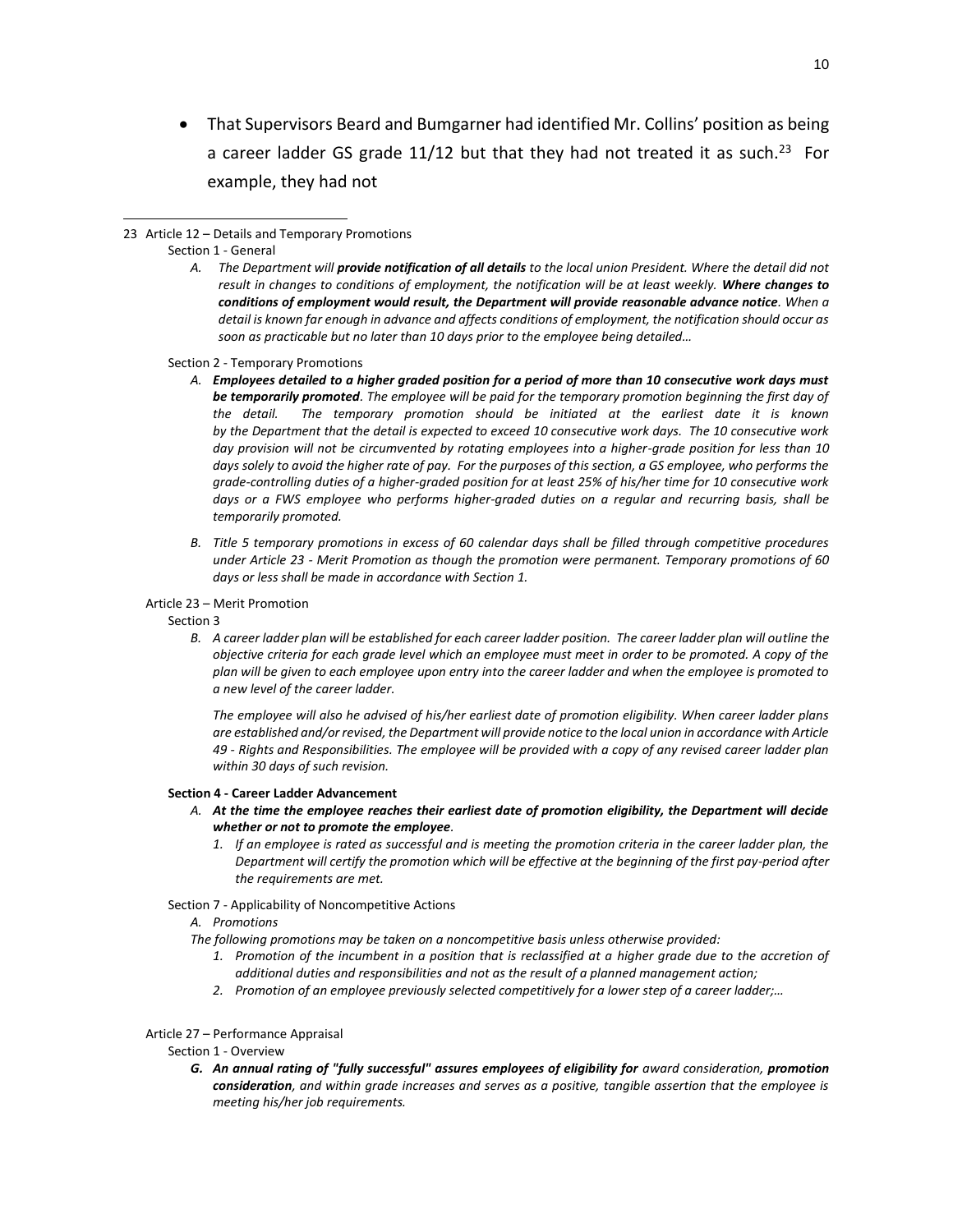- That Supervisors Beard and Bumgarner had identified Mr. Collins' position as being a career ladder GS grade 11/12 but that they had not treated it as such.[23] For example, they had not

---

23 Article 12 – Details and Temporary Promotions

Section 1 - General

*A. The Department will **provide notification of all details** to the local union President. Where the detail did not result in changes to conditions of employment, the notification will be at least weekly. **Where changes to conditions of employment would result, the Department will provide reasonable advance notice**. When a detail is known far enough in advance and affects conditions of employment, the notification should occur as soon as practicable but no later than 10 days prior to the employee being detailed…*

Section 2 - Temporary Promotions

*A. **Employees detailed to a higher graded position for a period of more than 10 consecutive work days must be temporarily promoted**. The employee will be paid for the temporary promotion beginning the first day of the detail. The temporary promotion should be initiated at the earliest date it is known by the Department that the detail is expected to exceed 10 consecutive work days. The 10 consecutive work day provision will not be circumvented by rotating employees into a higher-grade position for less than 10 days solely to avoid the higher rate of pay. For the purposes of this section, a GS employee, who performs the grade-controlling duties of a higher-graded position for at least 25% of his/her time for 10 consecutive work days or a FWS employee who performs higher-graded duties on a regular and recurring basis, shall be temporarily promoted.*

*B. Title 5 temporary promotions in excess of 60 calendar days shall be filled through competitive procedures under Article 23 - Merit Promotion as though the promotion were permanent. Temporary promotions of 60 days or less shall be made in accordance with Section 1.*

Article 23 – Merit Promotion

Section 3

*B. A career ladder plan will be established for each career ladder position. The career ladder plan will outline the objective criteria for each grade level which an employee must meet in order to be promoted. A copy of the plan will be given to each employee upon entry into the career ladder and when the employee is promoted to a new level of the career ladder.*

*The employee will also he advised of his/her earliest date of promotion eligibility. When career ladder plans are established and/or revised, the Department will provide notice to the local union in accordance with Article 49 - Rights and Responsibilities. The employee will be provided with a copy of any revised career ladder plan within 30 days of such revision.*

**Section 4 - Career Ladder Advancement**

*A. **At the time the employee reaches their earliest date of promotion eligibility, the Department will decide whether or not to promote the employee**.*

*1. If an employee is rated as successful and is meeting the promotion criteria in the career ladder plan, the Department will certify the promotion which will be effective at the beginning of the first pay-period after the requirements are met.*

Section 7 - Applicability of Noncompetitive Actions

*A. Promotions*

*The following promotions may be taken on a noncompetitive basis unless otherwise provided:*

*1. Promotion of the incumbent in a position that is reclassified at a higher grade due to the accretion of additional duties and responsibilities and not as the result of a planned management action;*

*2. Promotion of an employee previously selected competitively for a lower step of a career ladder;…*

Article 27 – Performance Appraisal

Section 1 - Overview

***G. An annual rating of "fully successful" assures employees of eligibility for** award consideration, **promotion consideration**, and within grade increases and serves as a positive, tangible assertion that the employee is meeting his/her job requirements.*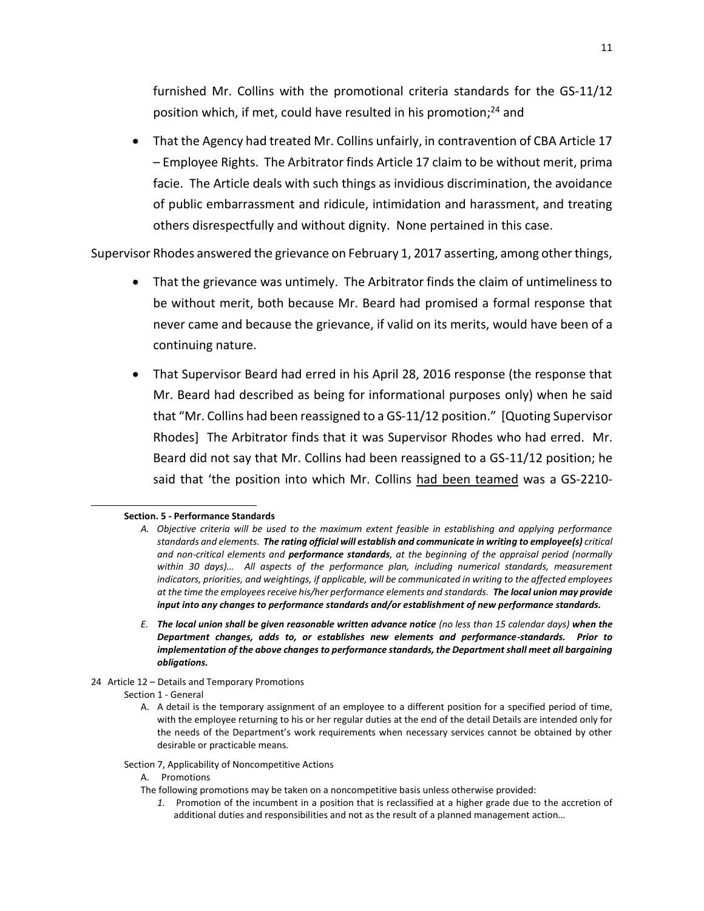furnished Mr. Collins with the promotional criteria standards for the GS-11/12 position which, if met, could have resulted in his promotion;[24] and

- That the Agency had treated Mr. Collins unfairly, in contravention of CBA Article 17 – Employee Rights. The Arbitrator finds Article 17 claim to be without merit, prima facie. The Article deals with such things as invidious discrimination, the avoidance of public embarrassment and ridicule, intimidation and harassment, and treating others disrespectfully and without dignity. None pertained in this case.

Supervisor Rhodes answered the grievance on February 1, 2017 asserting, among other things,

- That the grievance was untimely. The Arbitrator finds the claim of untimeliness to be without merit, both because Mr. Beard had promised a formal response that never came and because the grievance, if valid on its merits, would have been of a continuing nature.
- That Supervisor Beard had erred in his April 28, 2016 response (the response that Mr. Beard had described as being for informational purposes only) when he said that "Mr. Collins had been reassigned to a GS-11/12 position." [Quoting Supervisor Rhodes] The Arbitrator finds that it was Supervisor Rhodes who had erred. Mr. Beard did not say that Mr. Collins had been reassigned to a GS-11/12 position; he said that 'the position into which Mr. Collins <u>had been teamed</u> was a GS-2210-

---

**Section. 5 - Performance Standards**

*A. Objective criteria will be used to the maximum extent feasible in establishing and applying performance standards and elements.* ***The rating official will establish and communicate in writing to employee(s)*** *critical and non-critical elements and* ***performance standards****, at the beginning of the appraisal period (normally within 30 days)… All aspects of the performance plan, including numerical standards, measurement indicators, priorities, and weightings, if applicable, will be communicated in writing to the affected employees at the time the employees receive his/her performance elements and standards.* ***The local union may provide input into any changes to performance standards and/or establishment of new performance standards.***

*E.* ***The local union shall be given reasonable written advance notice*** *(no less than 15 calendar days)* ***when the Department changes, adds to, or establishes new elements and performance-standards. Prior to implementation of the above changes to performance standards, the Department shall meet all bargaining obligations.***

24 Article 12 – Details and Temporary Promotions

Section 1 - General

A. A detail is the temporary assignment of an employee to a different position for a specified period of time, with the employee returning to his or her regular duties at the end of the detail Details are intended only for the needs of the Department's work requirements when necessary services cannot be obtained by other desirable or practicable means*.*

Section 7, Applicability of Noncompetitive Actions

A. Promotions

The following promotions may be taken on a noncompetitive basis unless otherwise provided:

*1.* Promotion of the incumbent in a position that is reclassified at a higher grade due to the accretion of additional duties and responsibilities and not as the result of a planned management action…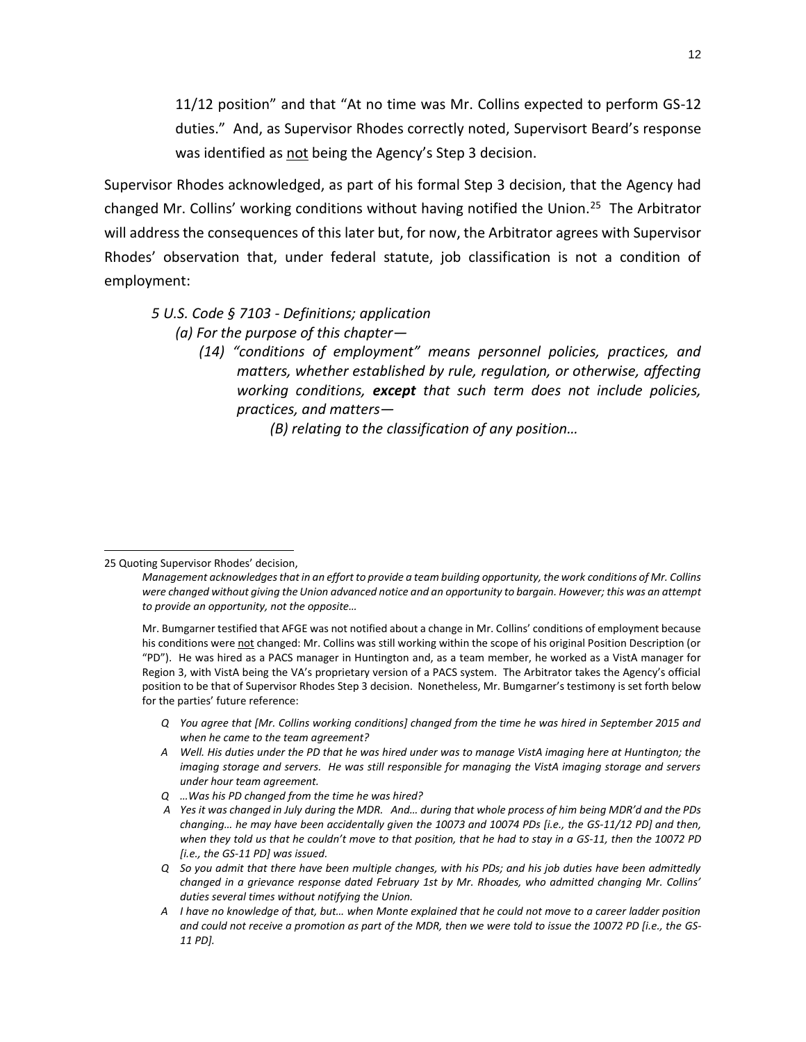> 11/12 position" and that "At no time was Mr. Collins expected to perform GS-12 duties." And, as Supervisor Rhodes correctly noted, Supervisort Beard's response was identified as not being the Agency's Step 3 decision.

Supervisor Rhodes acknowledged, as part of his formal Step 3 decision, that the Agency had changed Mr. Collins' working conditions without having notified the Union.[25] The Arbitrator will address the consequences of this later but, for now, the Arbitrator agrees with Supervisor Rhodes' observation that, under federal statute, job classification is not a condition of employment:

> *5 U.S. Code § 7103 - Definitions; application*
>
> *(a) For the purpose of this chapter—*
>
> *(14) "conditions of employment" means personnel policies, practices, and matters, whether established by rule, regulation, or otherwise, affecting working conditions, **except** that such term does not include policies, practices, and matters—*
>
> *(B) relating to the classification of any position…*

---

25 Quoting Supervisor Rhodes' decision,

> *Management acknowledges that in an effort to provide a team building opportunity, the work conditions of Mr. Collins were changed without giving the Union advanced notice and an opportunity to bargain. However; this was an attempt to provide an opportunity, not the opposite…*

Mr. Bumgarner testified that AFGE was not notified about a change in Mr. Collins' conditions of employment because his conditions were not changed: Mr. Collins was still working within the scope of his original Position Description (or "PD"). He was hired as a PACS manager in Huntington and, as a team member, he worked as a VistA manager for Region 3, with VistA being the VA's proprietary version of a PACS system. The Arbitrator takes the Agency's official position to be that of Supervisor Rhodes Step 3 decision. Nonetheless, Mr. Bumgarner's testimony is set forth below for the parties' future reference:

> *Q You agree that [Mr. Collins working conditions] changed from the time he was hired in September 2015 and when he came to the team agreement?*
>
> *A Well. His duties under the PD that he was hired under was to manage VistA imaging here at Huntington; the imaging storage and servers. He was still responsible for managing the VistA imaging storage and servers under hour team agreement.*
>
> *Q …Was his PD changed from the time he was hired?*
>
> *A Yes it was changed in July during the MDR. And… during that whole process of him being MDR'd and the PDs changing… he may have been accidentally given the 10073 and 10074 PDs [i.e., the GS-11/12 PD] and then, when they told us that he couldn't move to that position, that he had to stay in a GS-11, then the 10072 PD [i.e., the GS-11 PD] was issued.*
>
> *Q So you admit that there have been multiple changes, with his PDs; and his job duties have been admittedly changed in a grievance response dated February 1st by Mr. Rhoades, who admitted changing Mr. Collins' duties several times without notifying the Union.*
>
> *A I have no knowledge of that, but… when Monte explained that he could not move to a career ladder position and could not receive a promotion as part of the MDR, then we were told to issue the 10072 PD [i.e., the GS-11 PD].*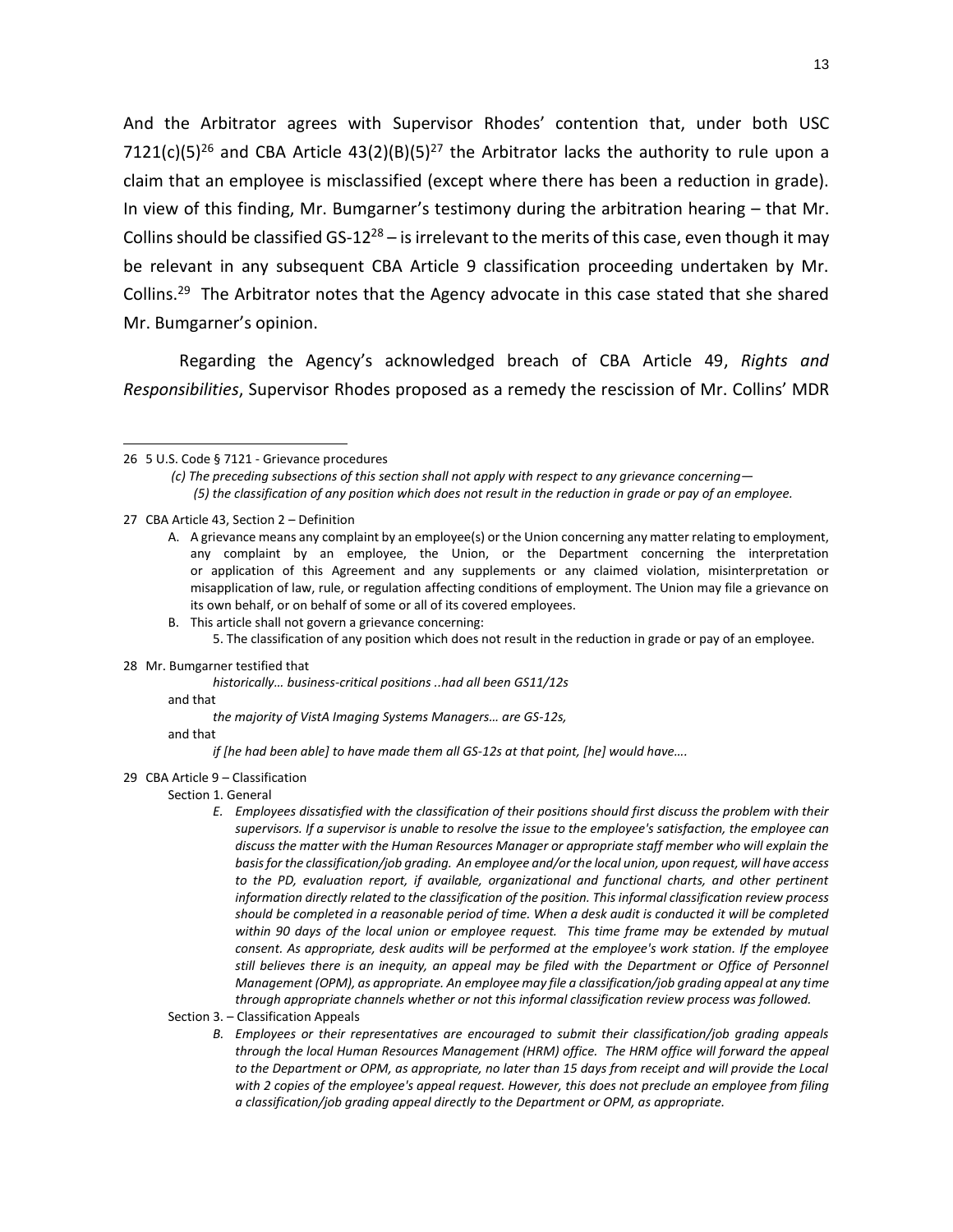And the Arbitrator agrees with Supervisor Rhodes' contention that, under both USC 7121(c)(5)[26] and CBA Article 43(2)(B)(5)[27] the Arbitrator lacks the authority to rule upon a claim that an employee is misclassified (except where there has been a reduction in grade). In view of this finding, Mr. Bumgarner's testimony during the arbitration hearing – that Mr. Collins should be classified GS-12[28] – is irrelevant to the merits of this case, even though it may be relevant in any subsequent CBA Article 9 classification proceeding undertaken by Mr. Collins.[29] The Arbitrator notes that the Agency advocate in this case stated that she shared Mr. Bumgarner's opinion.

Regarding the Agency's acknowledged breach of CBA Article 49, *Rights and Responsibilities*, Supervisor Rhodes proposed as a remedy the rescission of Mr. Collins' MDR

---

26 5 U.S. Code § 7121 - Grievance procedures

> *(c) The preceding subsections of this section shall not apply with respect to any grievance concerning—*
>
> *(5) the classification of any position which does not result in the reduction in grade or pay of an employee.*

27 CBA Article 43, Section 2 – Definition

> A. A grievance means any complaint by an employee(s) or the Union concerning any matter relating to employment, any complaint by an employee, the Union, or the Department concerning the interpretation or application of this Agreement and any supplements or any claimed violation, misinterpretation or misapplication of law, rule, or regulation affecting conditions of employment. The Union may file a grievance on its own behalf, or on behalf of some or all of its covered employees.
>
> B. This article shall not govern a grievance concerning:
>
> 5. The classification of any position which does not result in the reduction in grade or pay of an employee.

28 Mr. Bumgarner testified that

> *historically… business-critical positions ..had all been GS11/12s*

and that

> *the majority of VistA Imaging Systems Managers… are GS-12s,*

and that

> *if [he had been able] to have made them all GS-12s at that point, [he] would have….*

29 CBA Article 9 – Classification

Section 1. General

> *E. Employees dissatisfied with the classification of their positions should first discuss the problem with their supervisors. If a supervisor is unable to resolve the issue to the employee's satisfaction, the employee can discuss the matter with the Human Resources Manager or appropriate staff member who will explain the basis for the classification/job grading. An employee and/or the local union, upon request, will have access to the PD, evaluation report, if available, organizational and functional charts, and other pertinent information directly related to the classification of the position. This informal classification review process should be completed in a reasonable period of time. When a desk audit is conducted it will be completed within 90 days of the local union or employee request. This time frame may be extended by mutual consent. As appropriate, desk audits will be performed at the employee's work station. If the employee still believes there is an inequity, an appeal may be filed with the Department or Office of Personnel Management (OPM), as appropriate. An employee may file a classification/job grading appeal at any time through appropriate channels whether or not this informal classification review process was followed.*

Section 3. – Classification Appeals

> *B. Employees or their representatives are encouraged to submit their classification/job grading appeals through the local Human Resources Management (HRM) office. The HRM office will forward the appeal to the Department or OPM, as appropriate, no later than 15 days from receipt and will provide the Local with 2 copies of the employee's appeal request. However, this does not preclude an employee from filing a classification/job grading appeal directly to the Department or OPM, as appropriate.*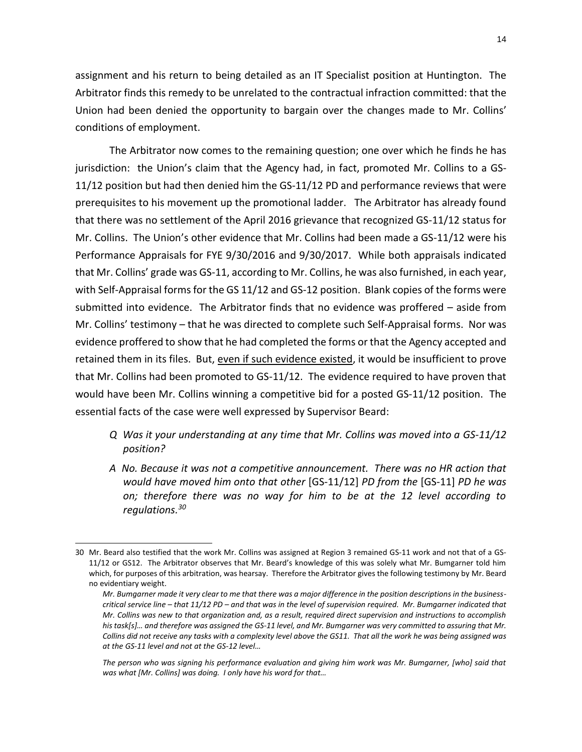assignment and his return to being detailed as an IT Specialist position at Huntington. The Arbitrator finds this remedy to be unrelated to the contractual infraction committed: that the Union had been denied the opportunity to bargain over the changes made to Mr. Collins' conditions of employment.

The Arbitrator now comes to the remaining question; one over which he finds he has jurisdiction: the Union's claim that the Agency had, in fact, promoted Mr. Collins to a GS-11/12 position but had then denied him the GS-11/12 PD and performance reviews that were prerequisites to his movement up the promotional ladder. The Arbitrator has already found that there was no settlement of the April 2016 grievance that recognized GS-11/12 status for Mr. Collins. The Union's other evidence that Mr. Collins had been made a GS-11/12 were his Performance Appraisals for FYE 9/30/2016 and 9/30/2017. While both appraisals indicated that Mr. Collins' grade was GS-11, according to Mr. Collins, he was also furnished, in each year, with Self-Appraisal forms for the GS 11/12 and GS-12 position. Blank copies of the forms were submitted into evidence. The Arbitrator finds that no evidence was proffered – aside from Mr. Collins' testimony – that he was directed to complete such Self-Appraisal forms. Nor was evidence proffered to show that he had completed the forms or that the Agency accepted and retained them in its files. But, <u>even if such evidence existed</u>, it would be insufficient to prove that Mr. Collins had been promoted to GS-11/12. The evidence required to have proven that would have been Mr. Collins winning a competitive bid for a posted GS-11/12 position. The essential facts of the case were well expressed by Supervisor Beard:

> *Q Was it your understanding at any time that Mr. Collins was moved into a GS-11/12 position?*
>
> *A No. Because it was not a competitive announcement. There was no HR action that would have moved him onto that other* [GS-11/12] *PD from the* [GS-11] *PD he was on; therefore there was no way for him to be at the 12 level according to regulations.*[30]

---

30 Mr. Beard also testified that the work Mr. Collins was assigned at Region 3 remained GS-11 work and not that of a GS-11/12 or GS12. The Arbitrator observes that Mr. Beard's knowledge of this was solely what Mr. Bumgarner told him which, for purposes of this arbitration, was hearsay. Therefore the Arbitrator gives the following testimony by Mr. Beard no evidentiary weight.

> *Mr. Bumgarner made it very clear to me that there was a major difference in the position descriptions in the business-critical service line – that 11/12 PD – and that was in the level of supervision required. Mr. Bumgarner indicated that Mr. Collins was new to that organization and, as a result, required direct supervision and instructions to accomplish his task[s]… and therefore was assigned the GS-11 level, and Mr. Bumgarner was very committed to assuring that Mr. Collins did not receive any tasks with a complexity level above the GS11. That all the work he was being assigned was at the GS-11 level and not at the GS-12 level…*
>
> *The person who was signing his performance evaluation and giving him work was Mr. Bumgarner, [who] said that was what [Mr. Collins] was doing. I only have his word for that…*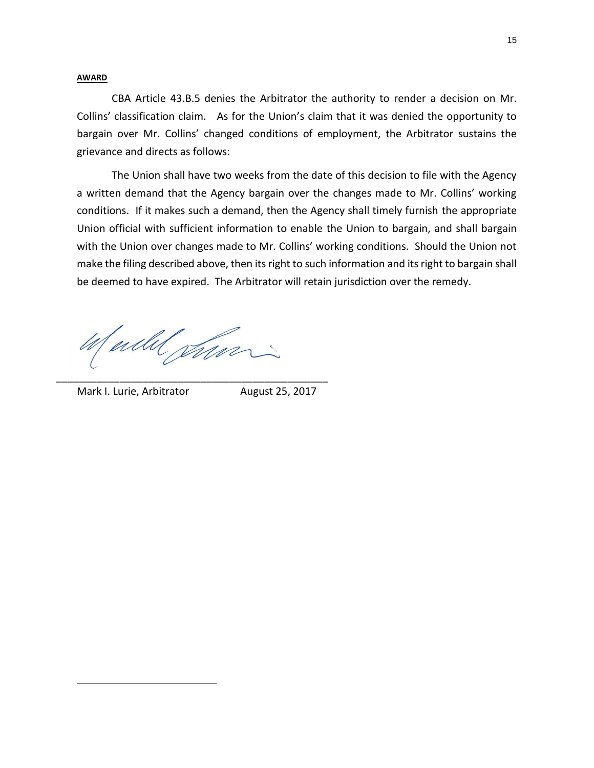**AWARD**

CBA Article 43.B.5 denies the Arbitrator the authority to render a decision on Mr. Collins' classification claim. As for the Union's claim that it was denied the opportunity to bargain over Mr. Collins' changed conditions of employment, the Arbitrator sustains the grievance and directs as follows:

The Union shall have two weeks from the date of this decision to file with the Agency a written demand that the Agency bargain over the changes made to Mr. Collins' working conditions. If it makes such a demand, then the Agency shall timely furnish the appropriate Union official with sufficient information to enable the Union to bargain, and shall bargain with the Union over changes made to Mr. Collins' working conditions. Should the Union not make the filing described above, then its right to such information and its right to bargain shall be deemed to have expired. The Arbitrator will retain jurisdiction over the remedy.

\_\_\_\_\_\_\_\_\_\_\_\_\_\_\_\_\_\_\_\_\_\_\_\_\_\_\_\_\_\_\_\_\_\_\_\_\_\_\_\_\_\_\_\_

Mark I. Lurie, Arbitrator August 25, 2017